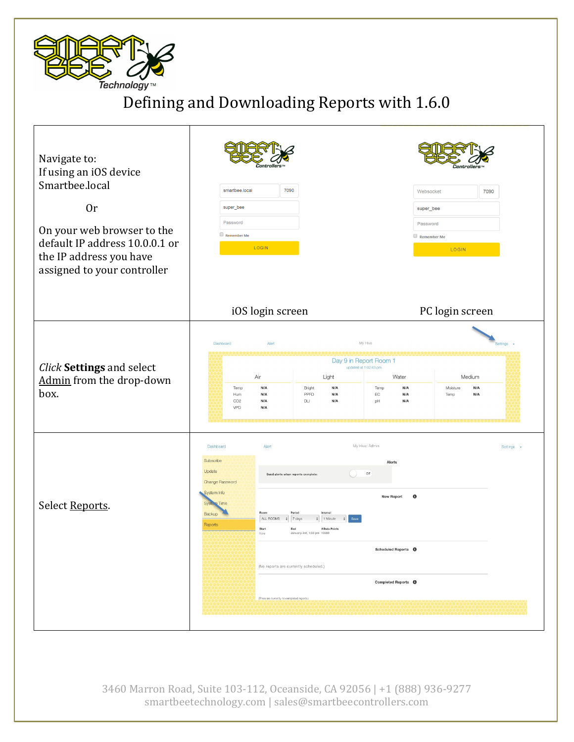# Defining and Downloading Reports with 1.6.0

| | |
|---|---|
| Navigate to:<br>If using an iOS device<br>Smartbee.local<br><br>Or<br><br>On your web browser to the default IP address 10.0.0.1 or the IP address you have assigned to your controller | iOS login screen &nbsp;&nbsp;&nbsp;&nbsp; PC login screen |
| *Click* **Settings** and select Admin from the drop-down box. | |
| Select Reports. | |

3460 Marron Road, Suite 103-112, Oceanside, CA 92056 \| +1 (888) 936-9277
smartbeetechnology.com \| sales@smartbeecontrollers.com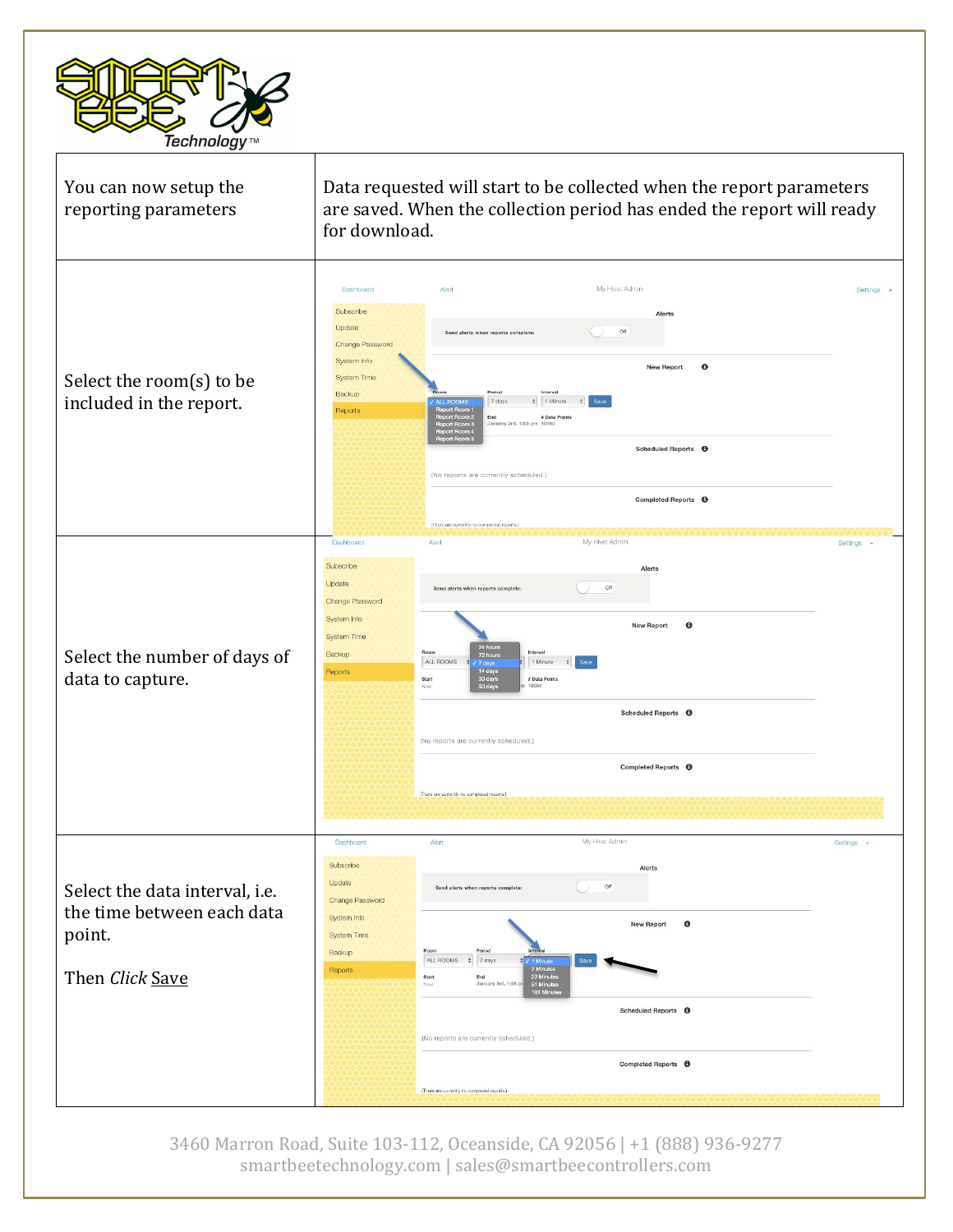| You can now setup the reporting parameters | Data requested will start to be collected when the report parameters are saved. When the collection period has ended the report will ready for download. |
| --- | --- |
| Select the room(s) to be included in the report. | |
| Select the number of days of data to capture. | |
| Select the data interval, i.e. the time between each data point.<br><br>Then *Click* Save | |

3460 Marron Road, Suite 103-112, Oceanside, CA 92056 | +1 (888) 936-9277
smartbeetechnology.com | sales@smartbeecontrollers.com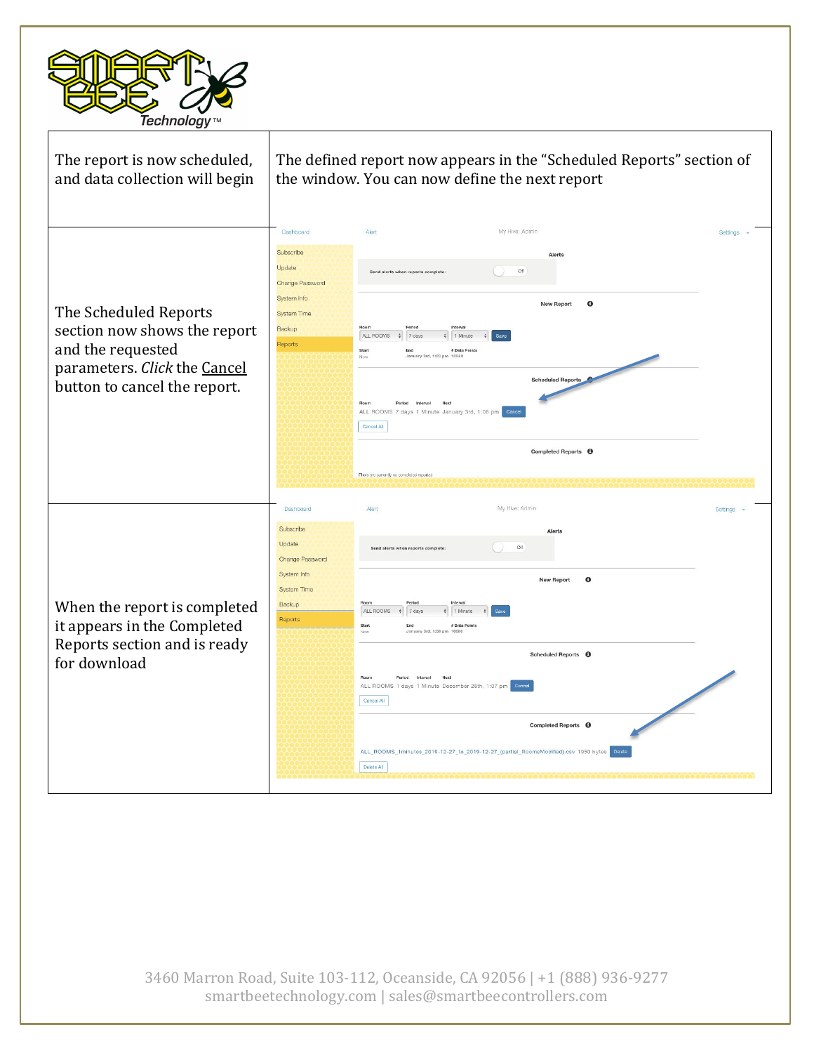| | |
|---|---|
| The report is now scheduled, and data collection will begin | The defined report now appears in the "Scheduled Reports" section of the window. You can now define the next report |
| The Scheduled Reports section now shows the report and the requested parameters. *Click* the Cancel button to cancel the report. | |
| When the report is completed it appears in the Completed Reports section and is ready for download | |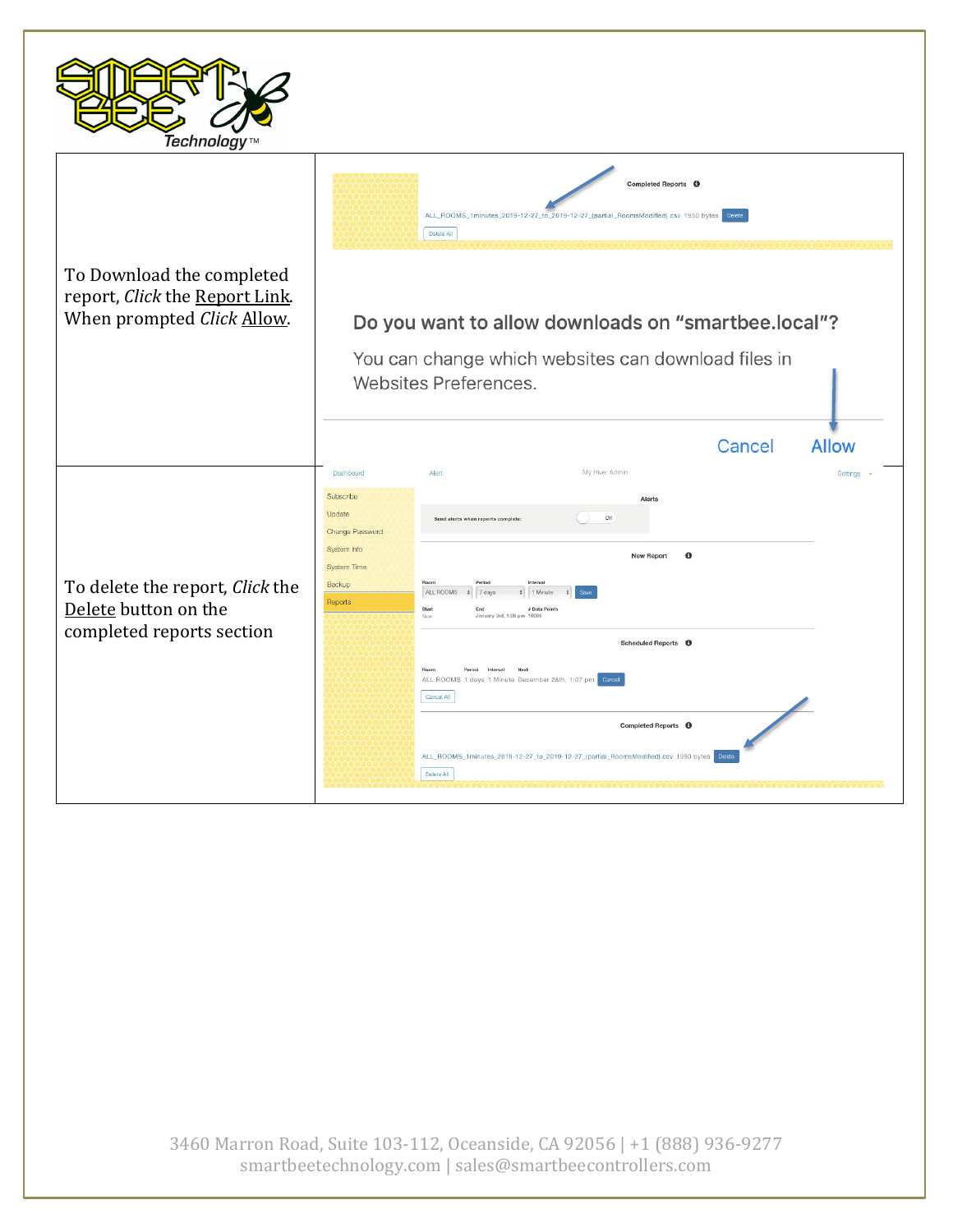| | |
|---|---|
| To Download the completed report, *Click* the Report Link. When prompted *Click* Allow. | Completed Reports<br>ALL_ROOMS_1minutes_2019-12-27_to_2019-12-27_(partial_RoomsModified).csv 1950 bytes Delete<br>Delete All<br><br>Do you want to allow downloads on "smartbee.local"?<br>You can change which websites can download files in Websites Preferences.<br>Cancel Allow |
| To delete the report, *Click* the Delete button on the completed reports section | Dashboard Alert My Hive: Admin Settings<br>Subscribe<br>Update<br>Change Password<br>System Info<br>System Time<br>Backup<br>Reports<br>Alerts<br>Send alerts when reports complete: Off<br>New Report<br>Room Period Interval<br>ALL ROOMS 7 days 1 Minute Save<br>Start End # Data Points<br>Now January 3rd, 1:08 pm 10080<br>Scheduled Reports<br>Room Period Interval Next<br>ALL ROOMS 1 days 1 Minute December 28th, 1:07 pm Cancel<br>Cancel All<br>Completed Reports<br>ALL_ROOMS_1minutes_2019-12-27_to_2019-12-27_(partial_RoomsModified).csv 1950 bytes Delete<br>Delete All |

3460 Marron Road, Suite 103-112, Oceanside, CA 92056 | +1 (888) 936-9277
smartbeetechnology.com | sales@smartbeecontrollers.com